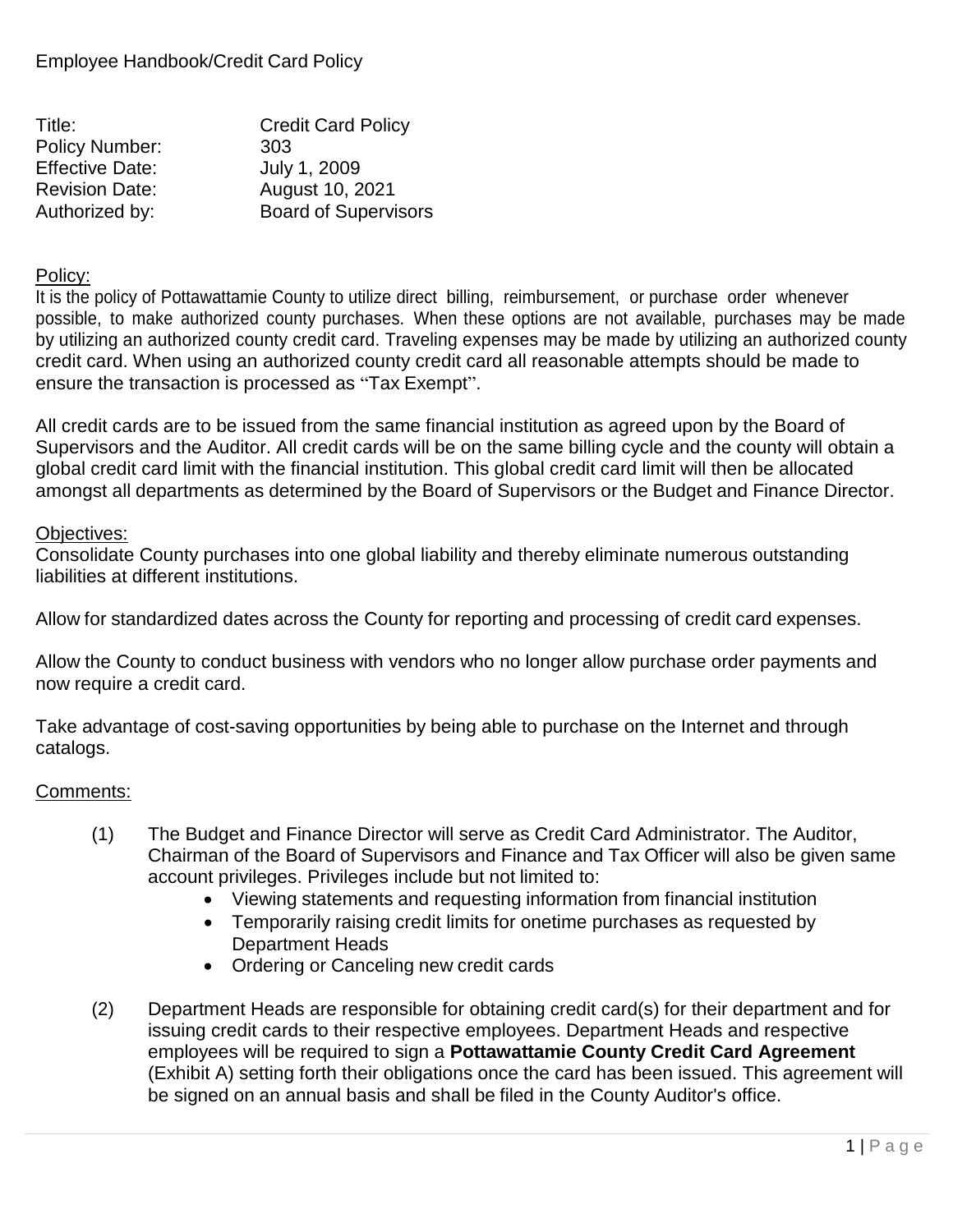Employee Handbook/Credit Card Policy

| | |
|---|---|
| Title: | Credit Card Policy |
| Policy Number: | 303 |
| Effective Date: | July 1, 2009 |
| Revision Date: | August 10, 2021 |
| Authorized by: | Board of Supervisors |

## Policy:

It is the policy of Pottawattamie County to utilize direct billing, reimbursement, or purchase order whenever possible, to make authorized county purchases. When these options are not available, purchases may be made by utilizing an authorized county credit card. Traveling expenses may be made by utilizing an authorized county credit card. When using an authorized county credit card all reasonable attempts should be made to ensure the transaction is processed as "Tax Exempt".

All credit cards are to be issued from the same financial institution as agreed upon by the Board of Supervisors and the Auditor. All credit cards will be on the same billing cycle and the county will obtain a global credit card limit with the financial institution. This global credit card limit will then be allocated amongst all departments as determined by the Board of Supervisors or the Budget and Finance Director.

## Objectives:

Consolidate County purchases into one global liability and thereby eliminate numerous outstanding liabilities at different institutions.

Allow for standardized dates across the County for reporting and processing of credit card expenses.

Allow the County to conduct business with vendors who no longer allow purchase order payments and now require a credit card.

Take advantage of cost-saving opportunities by being able to purchase on the Internet and through catalogs.

## Comments:

(1) The Budget and Finance Director will serve as Credit Card Administrator. The Auditor, Chairman of the Board of Supervisors and Finance and Tax Officer will also be given same account privileges. Privileges include but not limited to:
- Viewing statements and requesting information from financial institution
- Temporarily raising credit limits for onetime purchases as requested by Department Heads
- Ordering or Canceling new credit cards

(2) Department Heads are responsible for obtaining credit card(s) for their department and for issuing credit cards to their respective employees. Department Heads and respective employees will be required to sign a **Pottawattamie County Credit Card Agreement** (Exhibit A) setting forth their obligations once the card has been issued. This agreement will be signed on an annual basis and shall be filed in the County Auditor's office.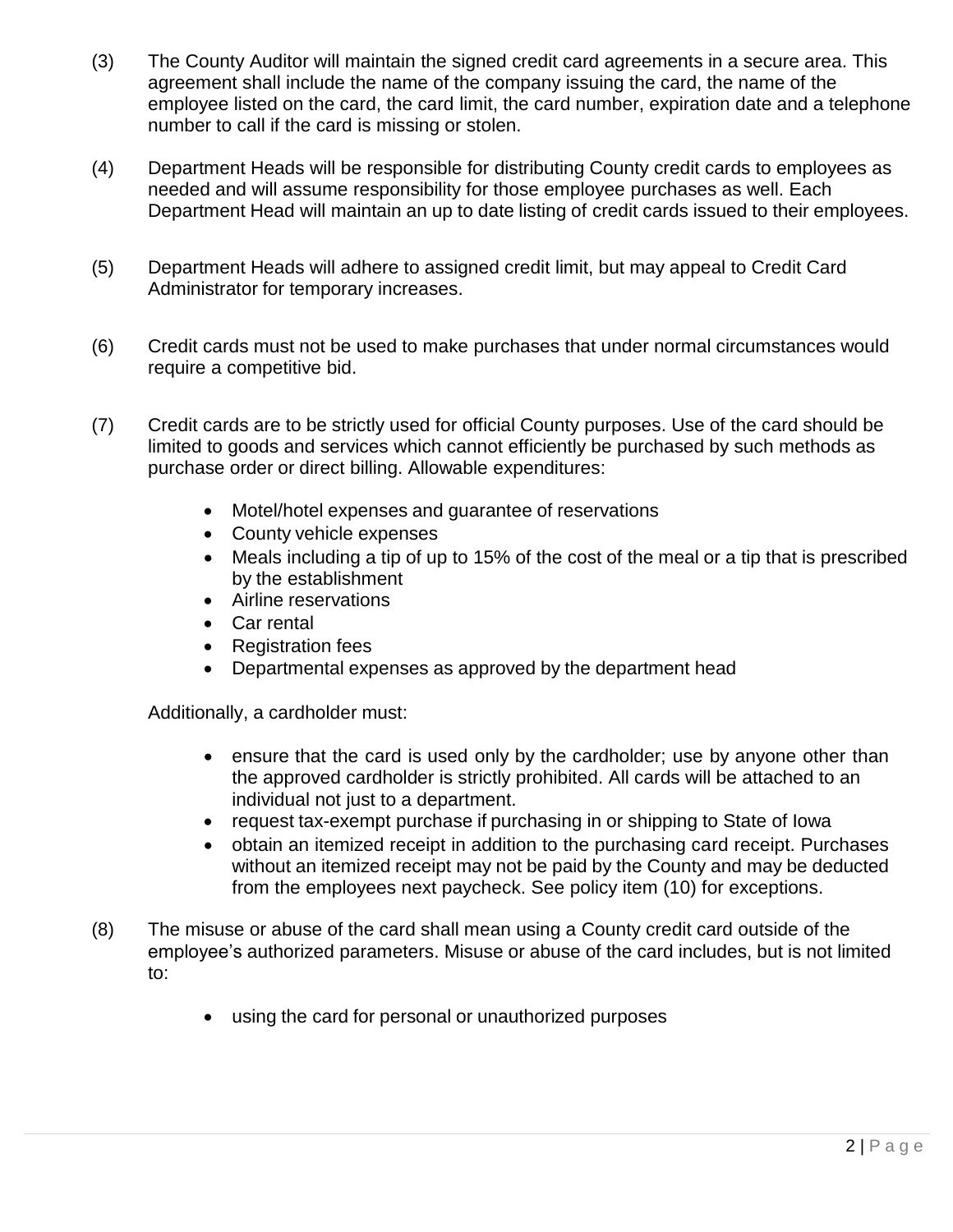(3) The County Auditor will maintain the signed credit card agreements in a secure area. This agreement shall include the name of the company issuing the card, the name of the employee listed on the card, the card limit, the card number, expiration date and a telephone number to call if the card is missing or stolen.

(4) Department Heads will be responsible for distributing County credit cards to employees as needed and will assume responsibility for those employee purchases as well. Each Department Head will maintain an up to date listing of credit cards issued to their employees.

(5) Department Heads will adhere to assigned credit limit, but may appeal to Credit Card Administrator for temporary increases.

(6) Credit cards must not be used to make purchases that under normal circumstances would require a competitive bid.

(7) Credit cards are to be strictly used for official County purposes. Use of the card should be limited to goods and services which cannot efficiently be purchased by such methods as purchase order or direct billing. Allowable expenditures:

- Motel/hotel expenses and guarantee of reservations
- County vehicle expenses
- Meals including a tip of up to 15% of the cost of the meal or a tip that is prescribed by the establishment
- Airline reservations
- Car rental
- Registration fees
- Departmental expenses as approved by the department head

Additionally, a cardholder must:

- ensure that the card is used only by the cardholder; use by anyone other than the approved cardholder is strictly prohibited. All cards will be attached to an individual not just to a department.
- request tax-exempt purchase if purchasing in or shipping to State of Iowa
- obtain an itemized receipt in addition to the purchasing card receipt. Purchases without an itemized receipt may not be paid by the County and may be deducted from the employees next paycheck. See policy item (10) for exceptions.

(8) The misuse or abuse of the card shall mean using a County credit card outside of the employee's authorized parameters. Misuse or abuse of the card includes, but is not limited to:

- using the card for personal or unauthorized purposes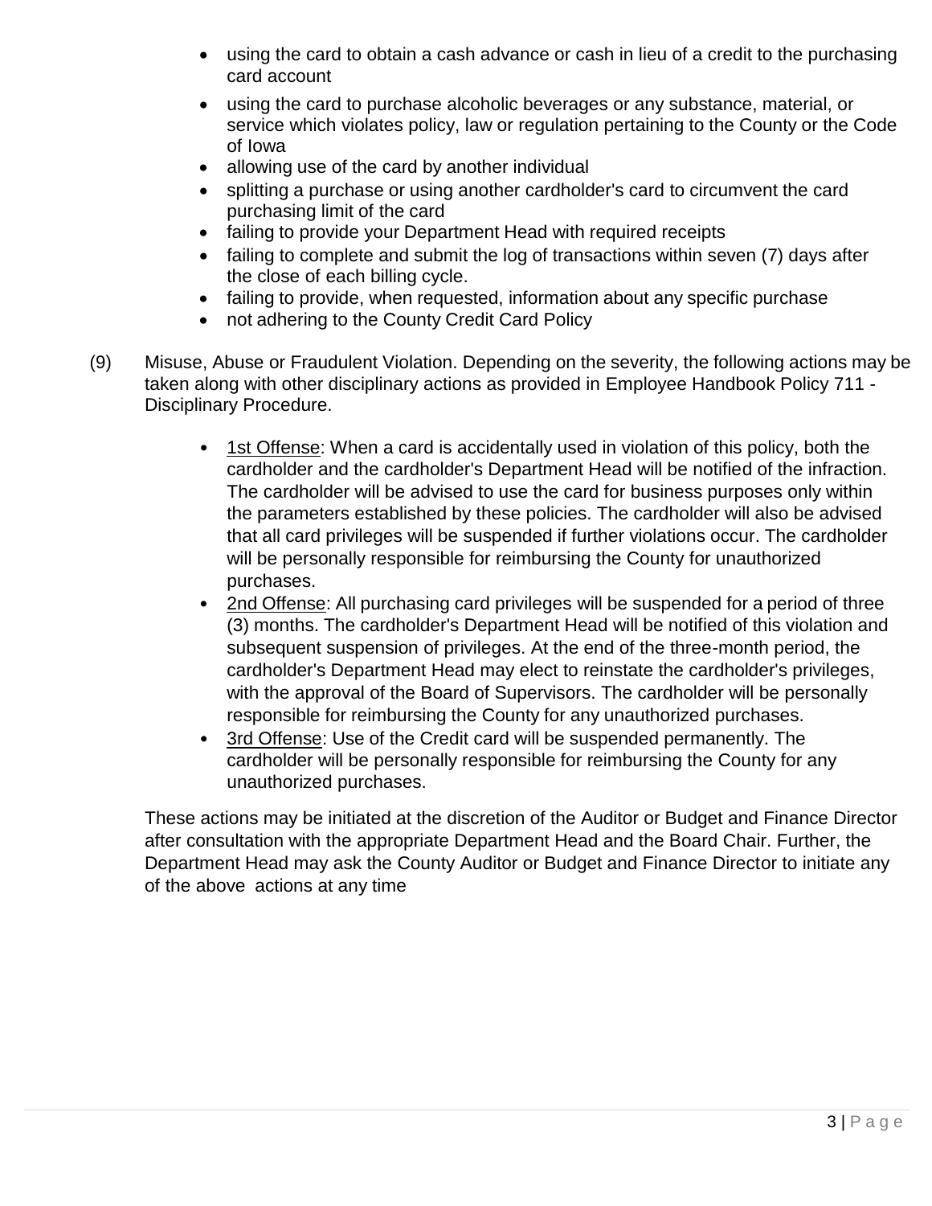- using the card to obtain a cash advance or cash in lieu of a credit to the purchasing card account
- using the card to purchase alcoholic beverages or any substance, material, or service which violates policy, law or regulation pertaining to the County or the Code of Iowa
- allowing use of the card by another individual
- splitting a purchase or using another cardholder's card to circumvent the card purchasing limit of the card
- failing to provide your Department Head with required receipts
- failing to complete and submit the log of transactions within seven (7) days after the close of each billing cycle.
- failing to provide, when requested, information about any specific purchase
- not adhering to the County Credit Card Policy

(9) Misuse, Abuse or Fraudulent Violation. Depending on the severity, the following actions may be taken along with other disciplinary actions as provided in Employee Handbook Policy 711 - Disciplinary Procedure.

- 1st Offense: When a card is accidentally used in violation of this policy, both the cardholder and the cardholder's Department Head will be notified of the infraction. The cardholder will be advised to use the card for business purposes only within the parameters established by these policies. The cardholder will also be advised that all card privileges will be suspended if further violations occur. The cardholder will be personally responsible for reimbursing the County for unauthorized purchases.
- 2nd Offense: All purchasing card privileges will be suspended for a period of three (3) months. The cardholder's Department Head will be notified of this violation and subsequent suspension of privileges. At the end of the three-month period, the cardholder's Department Head may elect to reinstate the cardholder's privileges, with the approval of the Board of Supervisors. The cardholder will be personally responsible for reimbursing the County for any unauthorized purchases.
- 3rd Offense: Use of the Credit card will be suspended permanently. The cardholder will be personally responsible for reimbursing the County for any unauthorized purchases.

These actions may be initiated at the discretion of the Auditor or Budget and Finance Director after consultation with the appropriate Department Head and the Board Chair. Further, the Department Head may ask the County Auditor or Budget and Finance Director to initiate any of the above actions at any time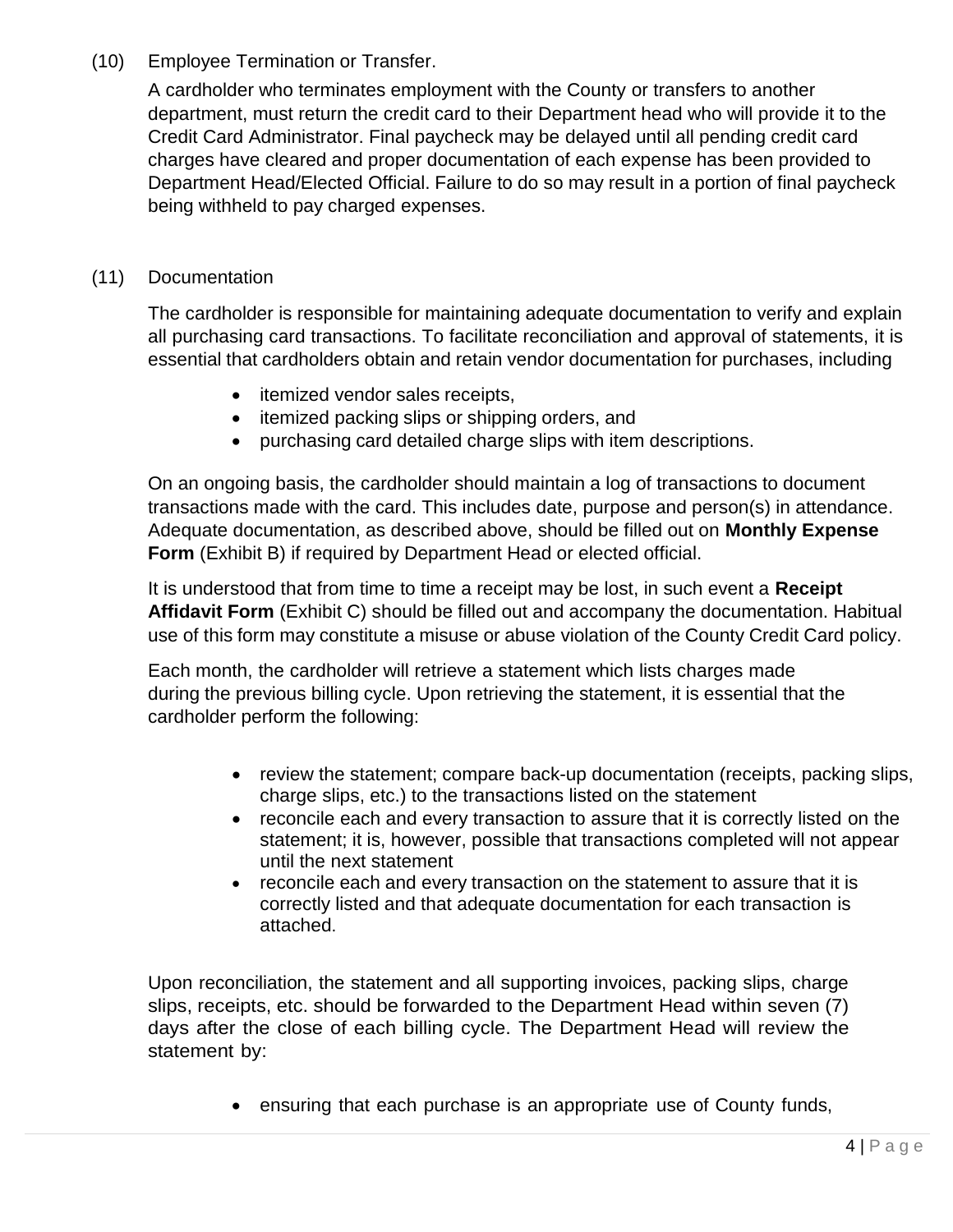(10) Employee Termination or Transfer.

A cardholder who terminates employment with the County or transfers to another department, must return the credit card to their Department head who will provide it to the Credit Card Administrator. Final paycheck may be delayed until all pending credit card charges have cleared and proper documentation of each expense has been provided to Department Head/Elected Official. Failure to do so may result in a portion of final paycheck being withheld to pay charged expenses.

(11) Documentation

The cardholder is responsible for maintaining adequate documentation to verify and explain all purchasing card transactions. To facilitate reconciliation and approval of statements, it is essential that cardholders obtain and retain vendor documentation for purchases, including

- itemized vendor sales receipts,
- itemized packing slips or shipping orders, and
- purchasing card detailed charge slips with item descriptions.

On an ongoing basis, the cardholder should maintain a log of transactions to document transactions made with the card. This includes date, purpose and person(s) in attendance. Adequate documentation, as described above, should be filled out on **Monthly Expense Form** (Exhibit B) if required by Department Head or elected official.

It is understood that from time to time a receipt may be lost, in such event a **Receipt Affidavit Form** (Exhibit C) should be filled out and accompany the documentation. Habitual use of this form may constitute a misuse or abuse violation of the County Credit Card policy.

Each month, the cardholder will retrieve a statement which lists charges made during the previous billing cycle. Upon retrieving the statement, it is essential that the cardholder perform the following:

- review the statement; compare back-up documentation (receipts, packing slips, charge slips, etc.) to the transactions listed on the statement
- reconcile each and every transaction to assure that it is correctly listed on the statement; it is, however, possible that transactions completed will not appear until the next statement
- reconcile each and every transaction on the statement to assure that it is correctly listed and that adequate documentation for each transaction is attached.

Upon reconciliation, the statement and all supporting invoices, packing slips, charge slips, receipts, etc. should be forwarded to the Department Head within seven (7) days after the close of each billing cycle. The Department Head will review the statement by:

- ensuring that each purchase is an appropriate use of County funds,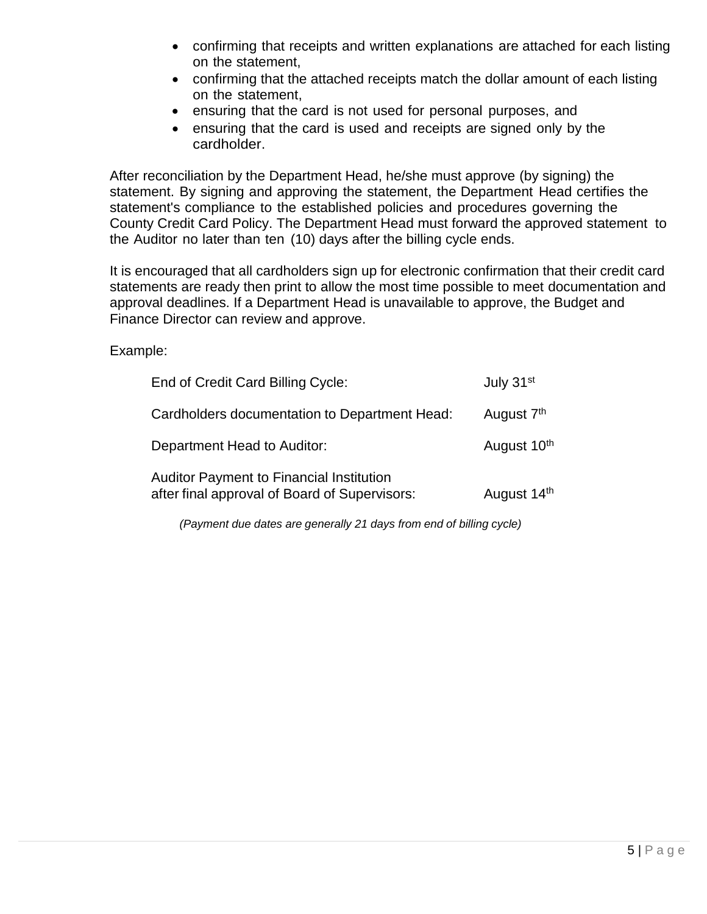- confirming that receipts and written explanations are attached for each listing on the statement,
- confirming that the attached receipts match the dollar amount of each listing on the statement,
- ensuring that the card is not used for personal purposes, and
- ensuring that the card is used and receipts are signed only by the cardholder.

After reconciliation by the Department Head, he/she must approve (by signing) the statement. By signing and approving the statement, the Department Head certifies the statement's compliance to the established policies and procedures governing the County Credit Card Policy. The Department Head must forward the approved statement to the Auditor no later than ten (10) days after the billing cycle ends.

It is encouraged that all cardholders sign up for electronic confirmation that their credit card statements are ready then print to allow the most time possible to meet documentation and approval deadlines. If a Department Head is unavailable to approve, the Budget and Finance Director can review and approve.

Example:

| | |
|---|---|
| End of Credit Card Billing Cycle: | July 31st |
| Cardholders documentation to Department Head: | August 7th |
| Department Head to Auditor: | August 10th |
| Auditor Payment to Financial Institution after final approval of Board of Supervisors: | August 14th |

*(Payment due dates are generally 21 days from end of billing cycle)*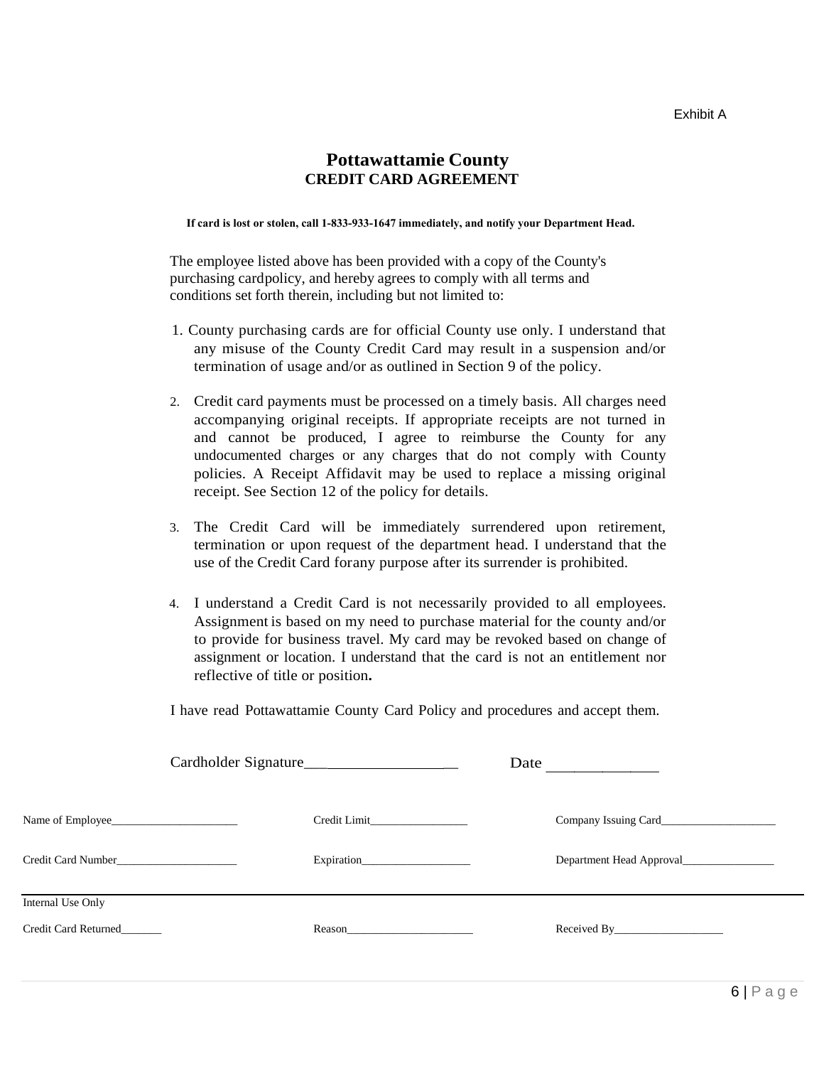Exhibit A

# Pottawattamie County

## CREDIT CARD AGREEMENT

**If card is lost or stolen, call 1-833-933-1647 immediately, and notify your Department Head.**

The employee listed above has been provided with a copy of the County's purchasing cardpolicy, and hereby agrees to comply with all terms and conditions set forth therein, including but not limited to:

1. County purchasing cards are for official County use only. I understand that any misuse of the County Credit Card may result in a suspension and/or termination of usage and/or as outlined in Section 9 of the policy.

2. Credit card payments must be processed on a timely basis. All charges need accompanying original receipts. If appropriate receipts are not turned in and cannot be produced, I agree to reimburse the County for any undocumented charges or any charges that do not comply with County policies. A Receipt Affidavit may be used to replace a missing original receipt. See Section 12 of the policy for details.

3. The Credit Card will be immediately surrendered upon retirement, termination or upon request of the department head. I understand that the use of the Credit Card forany purpose after its surrender is prohibited.

4. I understand a Credit Card is not necessarily provided to all employees. Assignment is based on my need to purchase material for the county and/or to provide for business travel. My card may be revoked based on change of assignment or location. I understand that the card is not an entitlement nor reflective of title or position**.**

I have read Pottawattamie County Card Policy and procedures and accept them.

Cardholder Signature____________________ Date ______________

Name of Employee______________________ Credit Limit_________________ Company Issuing Card____________________

Credit Card Number_____________________ Expiration___________________ Department Head Approval________________

---

Internal Use Only

Credit Card Returned_______ Reason______________________ Received By___________________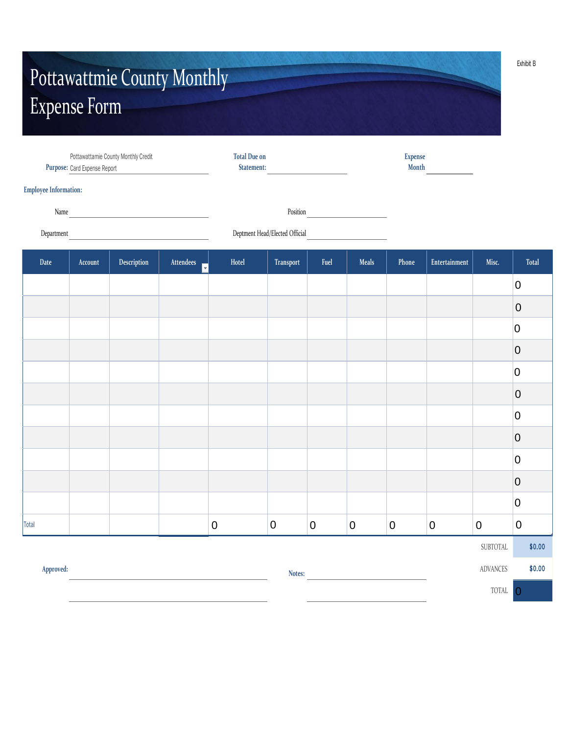Exhibit B

# Pottawattmie County Monthly Expense Form

**Purpose:** Pottawattamie County Monthly Credit Card Expense Report

**Total Due on Statement:** ____________

**Expense Month** ____________

**Employee Information:**

Name ____________  Position ____________

Department ____________  Deptment Head/Elected Official ____________

| Date | Account | Description | Attendees | Hotel | Transport | Fuel | Meals | Phone | Entertainment | Misc. | Total |
|---|---|---|---|---|---|---|---|---|---|---|---|
| | | | | | | | | | | | 0 |
| | | | | | | | | | | | 0 |
| | | | | | | | | | | | 0 |
| | | | | | | | | | | | 0 |
| | | | | | | | | | | | 0 |
| | | | | | | | | | | | 0 |
| | | | | | | | | | | | 0 |
| | | | | | | | | | | | 0 |
| | | | | | | | | | | | 0 |
| | | | | | | | | | | | 0 |
| | | | | | | | | | | | 0 |
| Total | | | | 0 | 0 | 0 | 0 | 0 | 0 | 0 | 0 |

| | |
|---|---|
| SUBTOTAL | $0.00 |
| ADVANCES | $0.00 |
| TOTAL | 0 |

**Approved:** ____________

**Notes:** ____________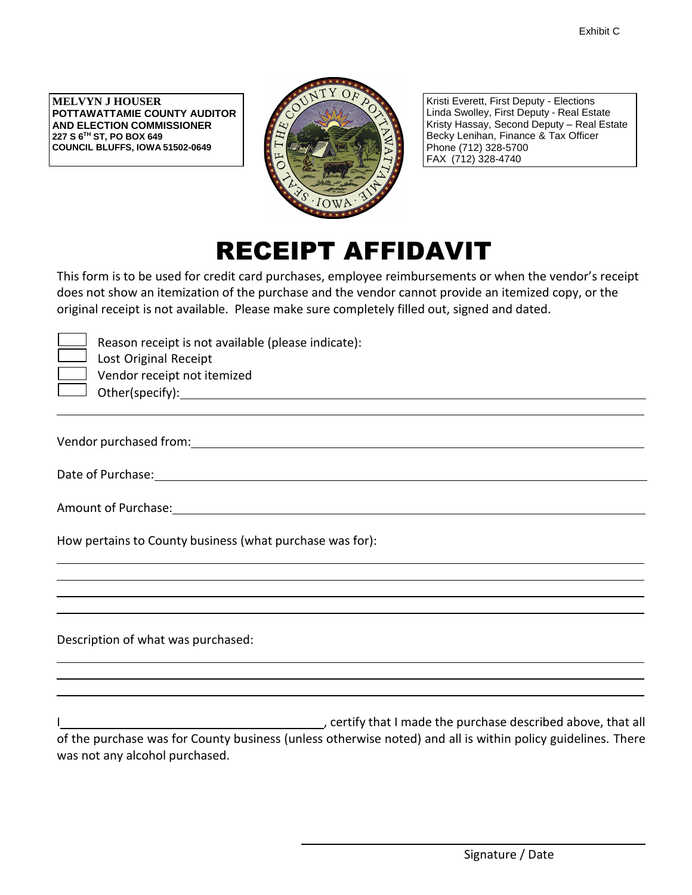Exhibit C

**MELVYN J HOUSER**
**POTTAWATTAMIE COUNTY AUDITOR**
**AND ELECTION COMMISSIONER**
**227 S 6TH ST, PO BOX 649**
**COUNCIL BLUFFS, IOWA 51502-0649**

Kristi Everett, First Deputy - Elections
Linda Swolley, First Deputy - Real Estate
Kristy Hassay, Second Deputy – Real Estate
Becky Lenihan, Finance & Tax Officer
Phone (712) 328-5700
FAX (712) 328-4740

# RECEIPT AFFIDAVIT

This form is to be used for credit card purchases, employee reimbursements or when the vendor's receipt does not show an itemization of the purchase and the vendor cannot provide an itemized copy, or the original receipt is not available. Please make sure completely filled out, signed and dated.

☐ Reason receipt is not available (please indicate):
☐ Lost Original Receipt
☐ Vendor receipt not itemized
☐ Other(specify): ______________________________________________

______________________________________________

Vendor purchased from: ______________________________________________

Date of Purchase: ______________________________________________

Amount of Purchase: ______________________________________________

How pertains to County business (what purchase was for):

______________________________________________

______________________________________________

______________________________________________

______________________________________________

Description of what was purchased:

______________________________________________

______________________________________________

______________________________________________

I ______________________________, certify that I made the purchase described above, that all of the purchase was for County business (unless otherwise noted) and all is within policy guidelines. There was not any alcohol purchased.

______________________________
Signature / Date